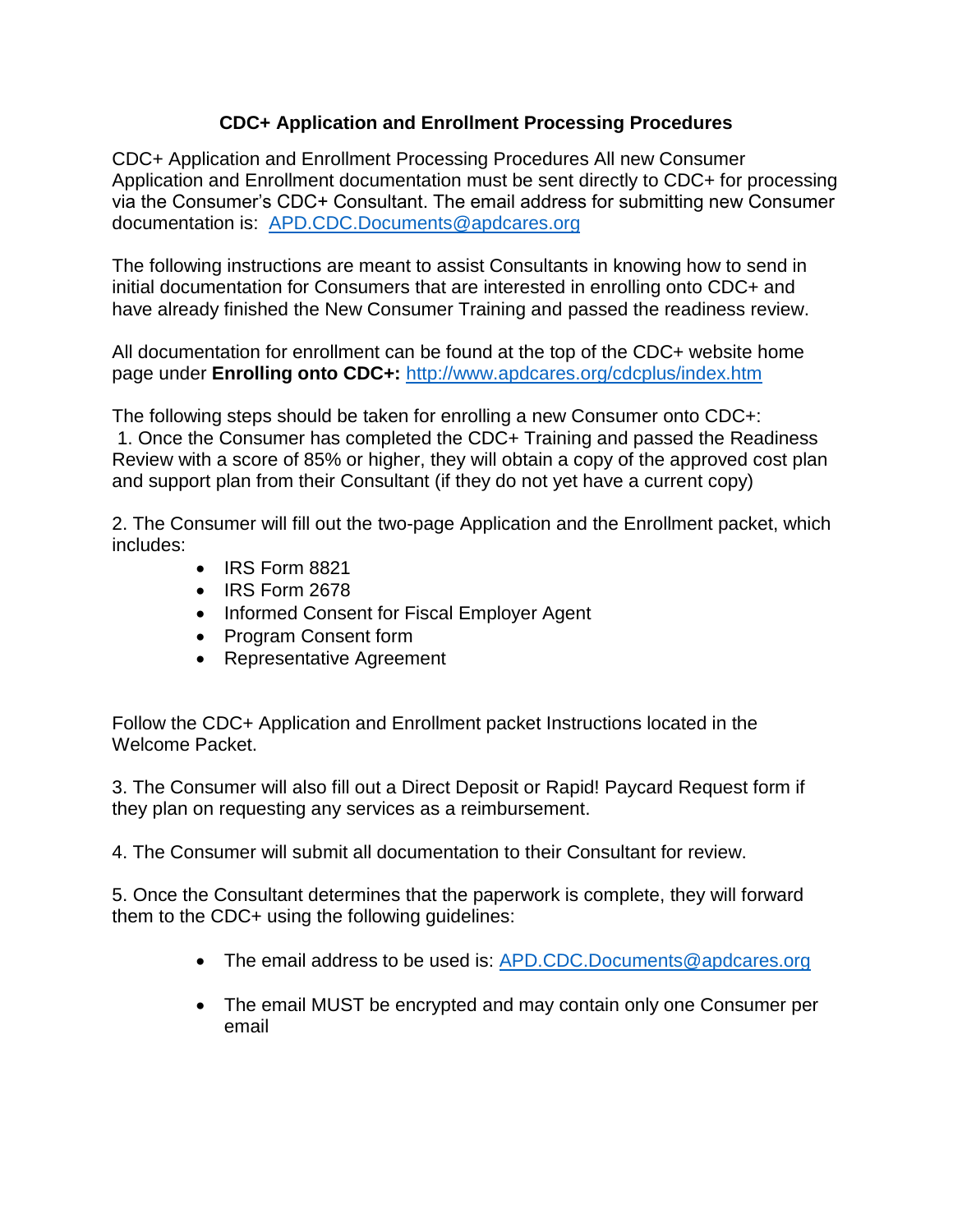# CDC+ Application and Enrollment Processing Procedures

CDC+ Application and Enrollment Processing Procedures All new Consumer Application and Enrollment documentation must be sent directly to CDC+ for processing via the Consumer's CDC+ Consultant. The email address for submitting new Consumer documentation is: [APD.CDC.Documents@apdcares.org](mailto:APD.CDC.Documents@apdcares.org)

The following instructions are meant to assist Consultants in knowing how to send in initial documentation for Consumers that are interested in enrolling onto CDC+ and have already finished the New Consumer Training and passed the readiness review.

All documentation for enrollment can be found at the top of the CDC+ website home page under **Enrolling onto CDC+:** [http://www.apdcares.org/cdcplus/index.htm](http://www.apdcares.org/cdcplus/index.htm)

The following steps should be taken for enrolling a new Consumer onto CDC+:

1. Once the Consumer has completed the CDC+ Training and passed the Readiness Review with a score of 85% or higher, they will obtain a copy of the approved cost plan and support plan from their Consultant (if they do not yet have a current copy)

2. The Consumer will fill out the two-page Application and the Enrollment packet, which includes:
   - IRS Form 8821
   - IRS Form 2678
   - Informed Consent for Fiscal Employer Agent
   - Program Consent form
   - Representative Agreement

Follow the CDC+ Application and Enrollment packet Instructions located in the Welcome Packet.

3. The Consumer will also fill out a Direct Deposit or Rapid! Paycard Request form if they plan on requesting any services as a reimbursement.

4. The Consumer will submit all documentation to their Consultant for review.

5. Once the Consultant determines that the paperwork is complete, they will forward them to the CDC+ using the following guidelines:
   - The email address to be used is: [APD.CDC.Documents@apdcares.org](mailto:APD.CDC.Documents@apdcares.org)
   - The email MUST be encrypted and may contain only one Consumer per email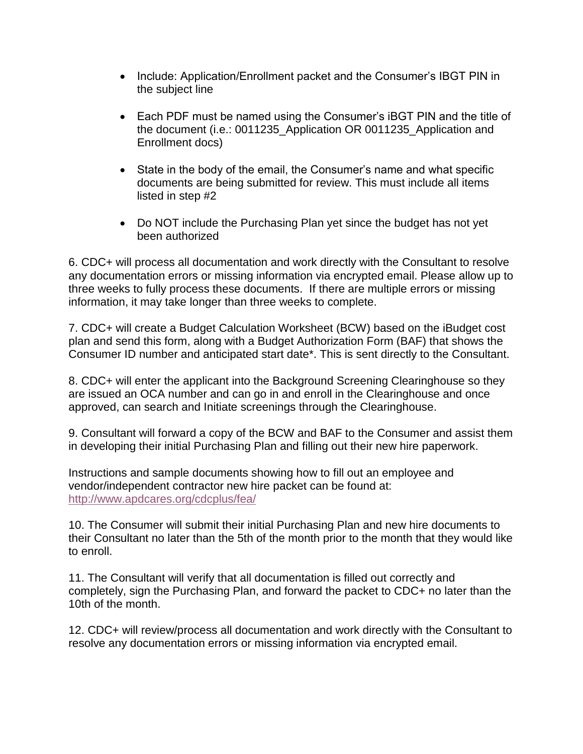- Include: Application/Enrollment packet and the Consumer's IBGT PIN in the subject line

- Each PDF must be named using the Consumer's iBGT PIN and the title of the document (i.e.: 0011235_Application OR 0011235_Application and Enrollment docs)

- State in the body of the email, the Consumer's name and what specific documents are being submitted for review. This must include all items listed in step #2

- Do NOT include the Purchasing Plan yet since the budget has not yet been authorized

6. CDC+ will process all documentation and work directly with the Consultant to resolve any documentation errors or missing information via encrypted email. Please allow up to three weeks to fully process these documents. If there are multiple errors or missing information, it may take longer than three weeks to complete.

7. CDC+ will create a Budget Calculation Worksheet (BCW) based on the iBudget cost plan and send this form, along with a Budget Authorization Form (BAF) that shows the Consumer ID number and anticipated start date*. This is sent directly to the Consultant.

8. CDC+ will enter the applicant into the Background Screening Clearinghouse so they are issued an OCA number and can go in and enroll in the Clearinghouse and once approved, can search and Initiate screenings through the Clearinghouse.

9. Consultant will forward a copy of the BCW and BAF to the Consumer and assist them in developing their initial Purchasing Plan and filling out their new hire paperwork.

Instructions and sample documents showing how to fill out an employee and vendor/independent contractor new hire packet can be found at: [http://www.apdcares.org/cdcplus/fea/](http://www.apdcares.org/cdcplus/fea/)

10. The Consumer will submit their initial Purchasing Plan and new hire documents to their Consultant no later than the 5th of the month prior to the month that they would like to enroll.

11. The Consultant will verify that all documentation is filled out correctly and completely, sign the Purchasing Plan, and forward the packet to CDC+ no later than the 10th of the month.

12. CDC+ will review/process all documentation and work directly with the Consultant to resolve any documentation errors or missing information via encrypted email.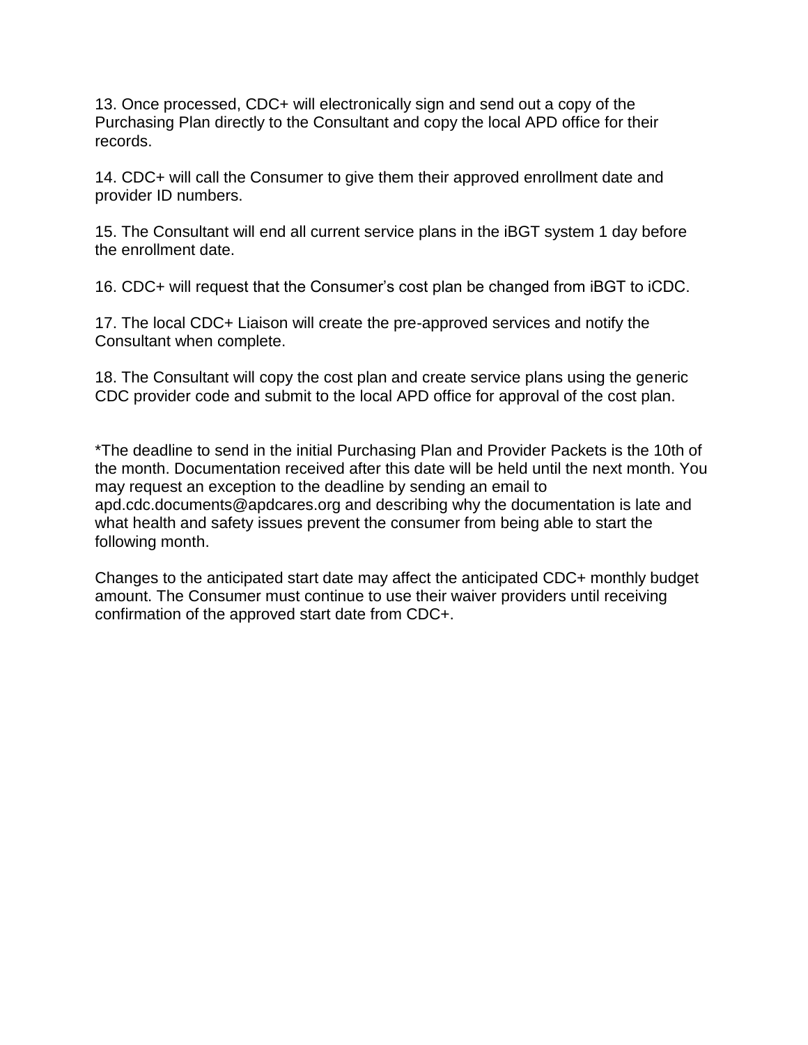13. Once processed, CDC+ will electronically sign and send out a copy of the Purchasing Plan directly to the Consultant and copy the local APD office for their records.

14. CDC+ will call the Consumer to give them their approved enrollment date and provider ID numbers.

15. The Consultant will end all current service plans in the iBGT system 1 day before the enrollment date.

16. CDC+ will request that the Consumer's cost plan be changed from iBGT to iCDC.

17. The local CDC+ Liaison will create the pre-approved services and notify the Consultant when complete.

18. The Consultant will copy the cost plan and create service plans using the generic CDC provider code and submit to the local APD office for approval of the cost plan.

*The deadline to send in the initial Purchasing Plan and Provider Packets is the 10th of the month. Documentation received after this date will be held until the next month. You may request an exception to the deadline by sending an email to apd.cdc.documents@apdcares.org and describing why the documentation is late and what health and safety issues prevent the consumer from being able to start the following month.

Changes to the anticipated start date may affect the anticipated CDC+ monthly budget amount. The Consumer must continue to use their waiver providers until receiving confirmation of the approved start date from CDC+.